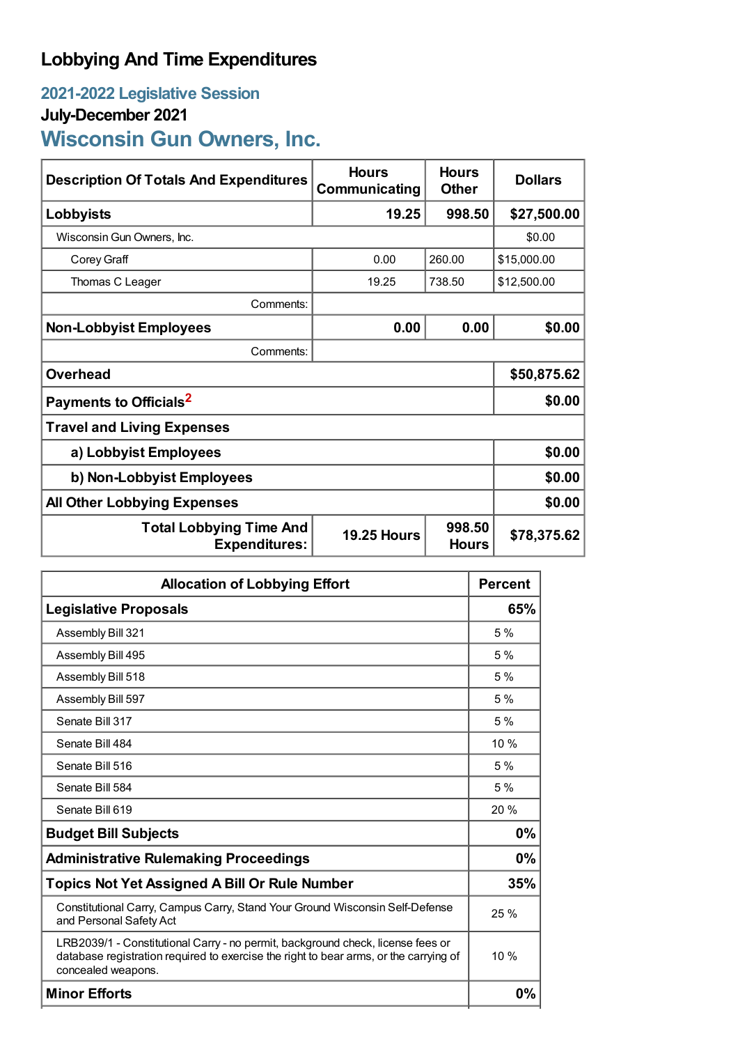# Lobbying And Time Expenditures

## 2021-2022 Legislative Session

### July-December 2021

## Wisconsin Gun Owners, Inc.

| Description Of Totals And Expenditures | Hours Communicating | Hours Other | Dollars |
|---|---|---|---|
| **Lobbyists** | **19.25** | **998.50** | **$27,500.00** |
| Wisconsin Gun Owners, Inc. | | | $0.00 |
| Corey Graff | 0.00 | 260.00 | $15,000.00 |
| Thomas C Leager | 19.25 | 738.50 | $12,500.00 |
| Comments: | | | |
| **Non-Lobbyist Employees** | **0.00** | **0.00** | **$0.00** |
| Comments: | | | |
| **Overhead** | | | **$50,875.62** |
| **Payments to Officials**[2] | | | **$0.00** |
| **Travel and Living Expenses** | | | |
| **a) Lobbyist Employees** | | | **$0.00** |
| **b) Non-Lobbyist Employees** | | | **$0.00** |
| **All Other Lobbying Expenses** | | | **$0.00** |
| **Total Lobbying Time And Expenditures:** | **19.25 Hours** | **998.50 Hours** | **$78,375.62** |

| Allocation of Lobbying Effort | Percent |
|---|---|
| **Legislative Proposals** | **65%** |
| Assembly Bill 321 | 5 % |
| Assembly Bill 495 | 5 % |
| Assembly Bill 518 | 5 % |
| Assembly Bill 597 | 5 % |
| Senate Bill 317 | 5 % |
| Senate Bill 484 | 10 % |
| Senate Bill 516 | 5 % |
| Senate Bill 584 | 5 % |
| Senate Bill 619 | 20 % |
| **Budget Bill Subjects** | **0%** |
| **Administrative Rulemaking Proceedings** | **0%** |
| **Topics Not Yet Assigned A Bill Or Rule Number** | **35%** |
| Constitutional Carry, Campus Carry, Stand Your Ground Wisconsin Self-Defense and Personal Safety Act | 25 % |
| LRB2039/1 - Constitutional Carry - no permit, background check, license fees or database registration required to exercise the right to bear arms, or the carrying of concealed weapons. | 10 % |
| **Minor Efforts** | **0%** |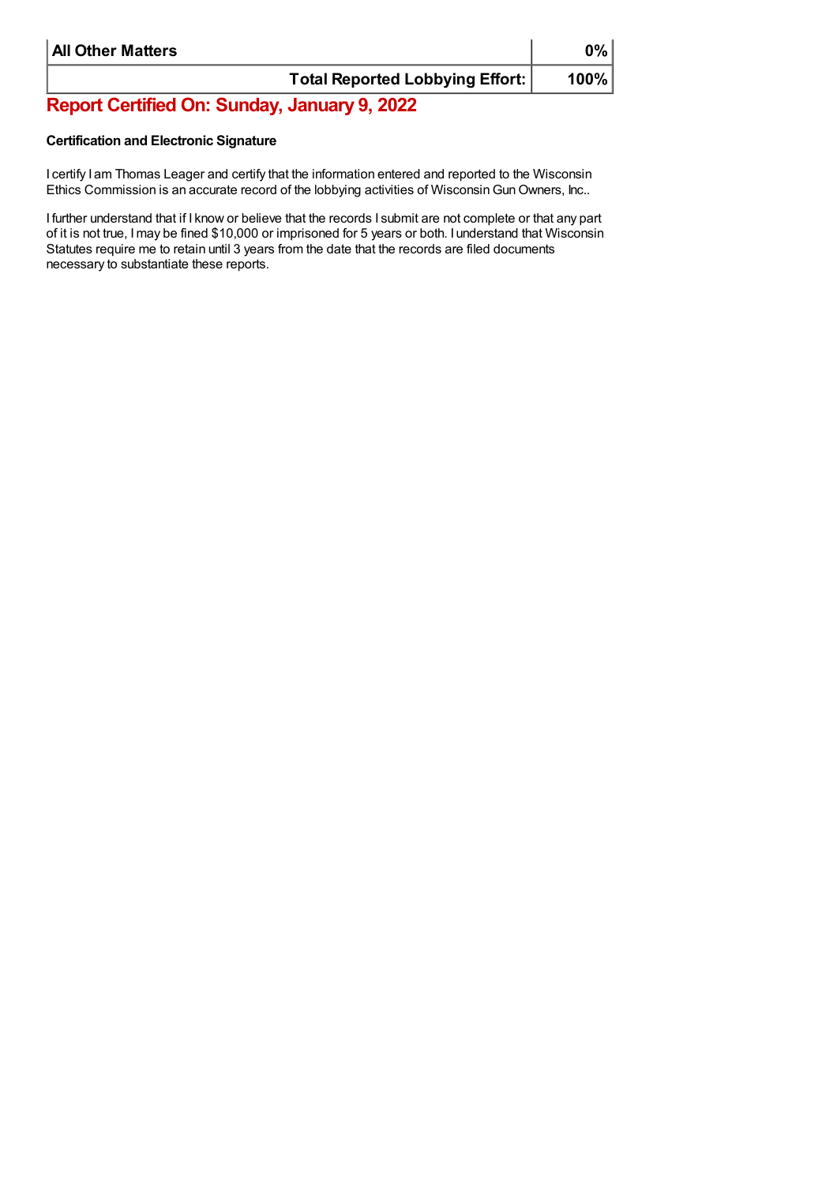| | |
|---|---|
| **All Other Matters** | **0%** |
| **Total Reported Lobbying Effort:** | **100%** |

## Report Certified On: Sunday, January 9, 2022

**Certification and Electronic Signature**

I certify I am Thomas Leager and certify that the information entered and reported to the Wisconsin Ethics Commission is an accurate record of the lobbying activities of Wisconsin Gun Owners, Inc..

I further understand that if I know or believe that the records I submit are not complete or that any part of it is not true, I may be fined $10,000 or imprisoned for 5 years or both. I understand that Wisconsin Statutes require me to retain until 3 years from the date that the records are filed documents necessary to substantiate these reports.